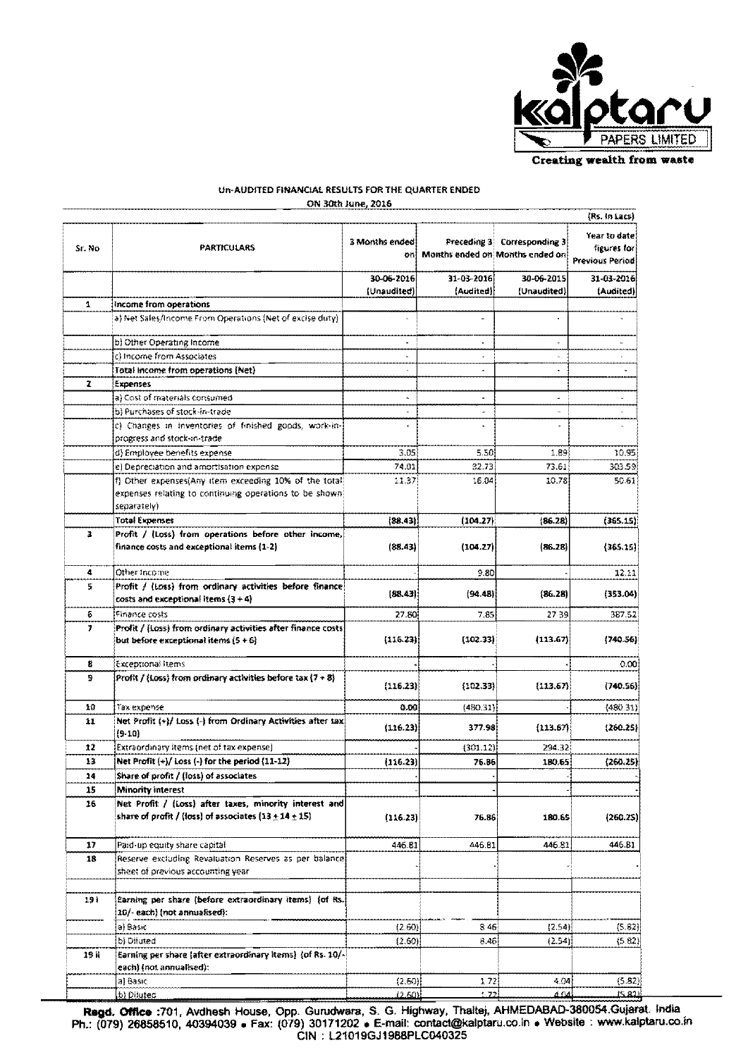Kalptaru PAPERS LIMITED

**Creating wealth from waste**

## Un-AUDITED FINANCIAL RESULTS FOR THE QUARTER ENDED ON 30th June, 2016

(Rs. In Lacs)

| Sr. No | PARTICULARS | 3 Months ended on | Preceding 3 Months ended on | Corresponding 3 Months ended on | Year to date figures for Previous Period |
|---|---|---|---|---|---|
| | | 30-06-2016 (Unaudited) | 31-03-2016 (Audited) | 30-06-2015 (Unaudited) | 31-03-2016 (Audited) |
| 1 | Income from operations | | | | |
| | a) Net Sales/Income From Operations (Net of excise duty) | - | - | - | - |
| | b) Other Operating Income | - | - | - | - |
| | c) Income from Associates | - | - | - | - |
| | Total income from operations (Net) | - | - | - | - |
| 2 | Expenses | | | | |
| | a) Cost of materials consumed | - | - | - | - |
| | b) Purchases of stock-in-trade | - | - | - | - |
| | c) Changes in inventories of finished goods, work-in-progress and stock-in-trade | - | - | - | - |
| | d) Employee benefits expense | 3.05 | 5.50 | 1.89 | 10.95 |
| | e) Depreciation and amortisation expense | 74.01 | 82.73 | 73.61 | 303.59 |
| | f) Other expenses(Any item exceeding 10% of the total expenses relating to continuing operations to be shown separately) | 11.37 | 16.04 | 10.78 | 50.61 |
| | Total Expenses | (88.43) | (104.27) | (86.28) | (365.15) |
| 3 | Profit / (Loss) from operations before other income, finance costs and exceptional items (1-2) | (88.43) | (104.27) | (86.28) | (365.15) |
| 4 | Other Income | | 9.80 | - | 12.11 |
| 5 | Profit / (Loss) from ordinary activities before finance costs and exceptional items (3 + 4) | (88.43) | (94.48) | (86.28) | (353.04) |
| 6 | Finance costs | 27.80 | 7.85 | 27.39 | 387.52 |
| 7 | Profit / (Loss) from ordinary activities after finance costs but before exceptional items (5 + 6) | (116.23) | (102.33) | (113.67) | (740.56) |
| 8 | Exceptional items | - | - | - | 0.00 |
| 9 | Profit / (Loss) from ordinary activities before tax (7 + 8) | (116.23) | (102.33) | (113.67) | (740.56) |
| 10 | Tax expense | 0.00 | (480.31) | - | (480.31) |
| 11 | Net Profit (+)/ Loss (-) from Ordinary Activities after tax (9-10) | (116.23) | 377.98 | (113.67) | (260.25) |
| 12 | Extraordinary items (net of tax expense) | - | (301.12) | 294.32 | |
| 13 | Net Profit (+)/ Loss (-) for the period (11-12) | (116.23) | 76.86 | 180.65 | (260.25) |
| 14 | Share of profit / (loss) of associates | | - | | - |
| 15 | Minority interest | | - | | - |
| 16 | Net Profit / (Loss) after taxes, minority interest and share of profit / (loss) of associates (13 + 14 + 15) | (116.23) | 76.86 | 180.65 | (260.25) |
| 17 | Paid-up equity share capital | 446.81 | 446.81 | 446.81 | 446.81 |
| 18 | Reserve excluding Revaluation Reserves as per balance sheet of previous accounting year | - | - | - | - |
| 19 i | Earning per share (before extraordinary items) (of Rs. 10/- each) (not annualised): | | | | |
| | a) Basic | (2.60) | 8.46 | (2.54) | (5.82) |
| | b) Diluted | (2.60) | 8.46 | (2.54) | (5.82) |
| 19 ii | Earning per share (after extraordinary items) (of Rs. 10/- each) (not annualised): | | | | |
| | a) Basic | (2.60) | 1.72 | 4.04 | (5.82) |
| | b) Diluted | (2.60) | 1.72 | 4.04 | (5.82) |

**Regd. Office** :701, Avdhesh House, Opp. Gurudwara, S. G. Highway, Thaltej, AHMEDABAD-380054.Gujarat. India
Ph.: (079) 26858510, 40394039 • Fax: (079) 30171202 • E-mail: contact@kalptaru.co.in • Website : www.kalptaru.co.in
CIN : L21019GJ1988PLC040325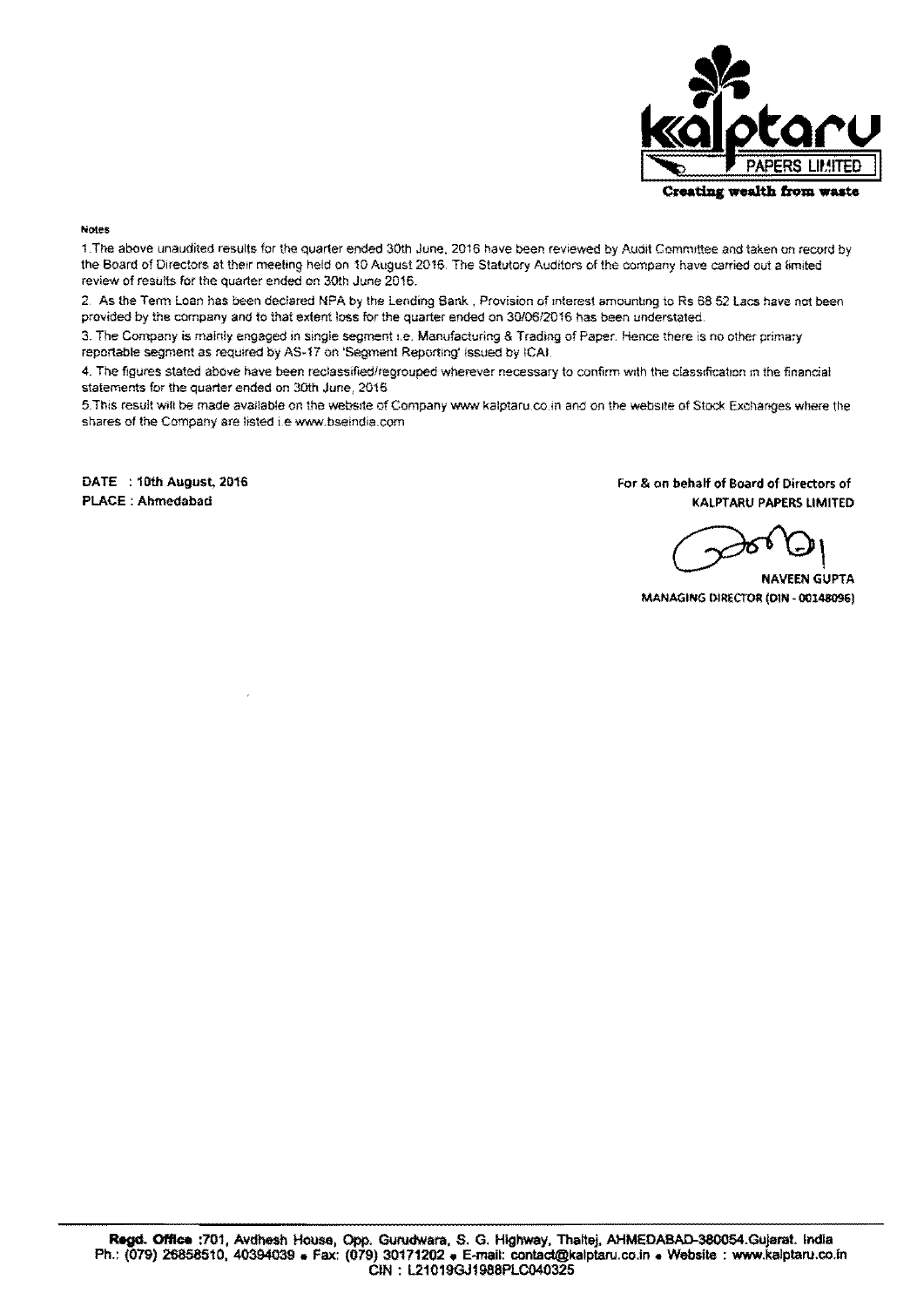**Notes**

1.The above unaudited results for the quarter ended 30th June, 2016 have been reviewed by Audit Committee and taken on record by the Board of Directors at their meeting held on 10 August 2016. The Statutory Auditors of the company have carried out a limited review of results for the quarter ended on 30th June 2016.

2. As the Term Loan has been declared NPA by the Lending Bank , Provision of interest amounting to Rs 68 52 Lacs have not been provided by the company and to that extent loss for the quarter ended on 30/06/2016 has been understated.

3. The Company is mainly engaged in single segment i.e. Manufacturing & Trading of Paper. Hence there is no other primary reportable segment as required by AS-17 on 'Segment Reporting' issued by ICAI.

4. The figures stated above have been reclassified/regrouped wherever necessary to confirm with the classification in the financial statements for the quarter ended on 30th June, 2016

5.This result will be made available on the website of Company www kalptaru co in and on the website of Stock Exchanges where the shares of the Company are listed i e www.bseindia.com

**DATE : 10th August, 2016**
**PLACE : Ahmedabad**

**For & on behalf of Board of Directors of**
**KALPTARU PAPERS LIMITED**

**NAVEEN GUPTA**
**MANAGING DIRECTOR (DIN - 00148096)**

**Regd. Office** :701, Avdhesh House, Opp. Gurudwara, S. G. Highway, Thaltej, AHMEDABAD-380054.Gujarat. India
Ph.: (079) 26858510, 40394039 • Fax: (079) 30171202 • E-mail: contact@kalptaru.co.in • Website : www.kalptaru.co.in
CIN : L21019GJ1988PLC040325